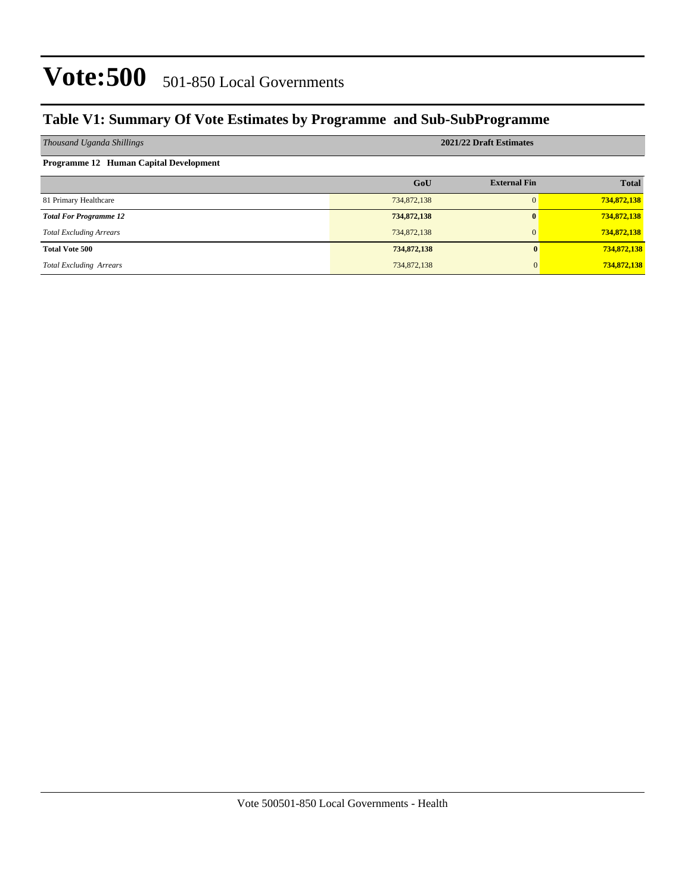# Vote:500 501-850 Local Governments

## Table V1: Summary Of Vote Estimates by Programme and Sub-SubProgramme

| *Thousand Uganda Shillings* | 2021/22 Draft Estimates | | |
|---|---|---|---|
| **Programme 12 Human Capital Development** | | | |
| | **GoU** | **External Fin** | **Total** |
| 81 Primary Healthcare | 734,872,138 | 0 | **734,872,138** |
| ***Total For Programme 12*** | **734,872,138** | **0** | **734,872,138** |
| *Total Excluding Arrears* | 734,872,138 | 0 | **734,872,138** |
| **Total Vote 500** | **734,872,138** | **0** | **734,872,138** |
| *Total Excluding Arrears* | 734,872,138 | 0 | **734,872,138** |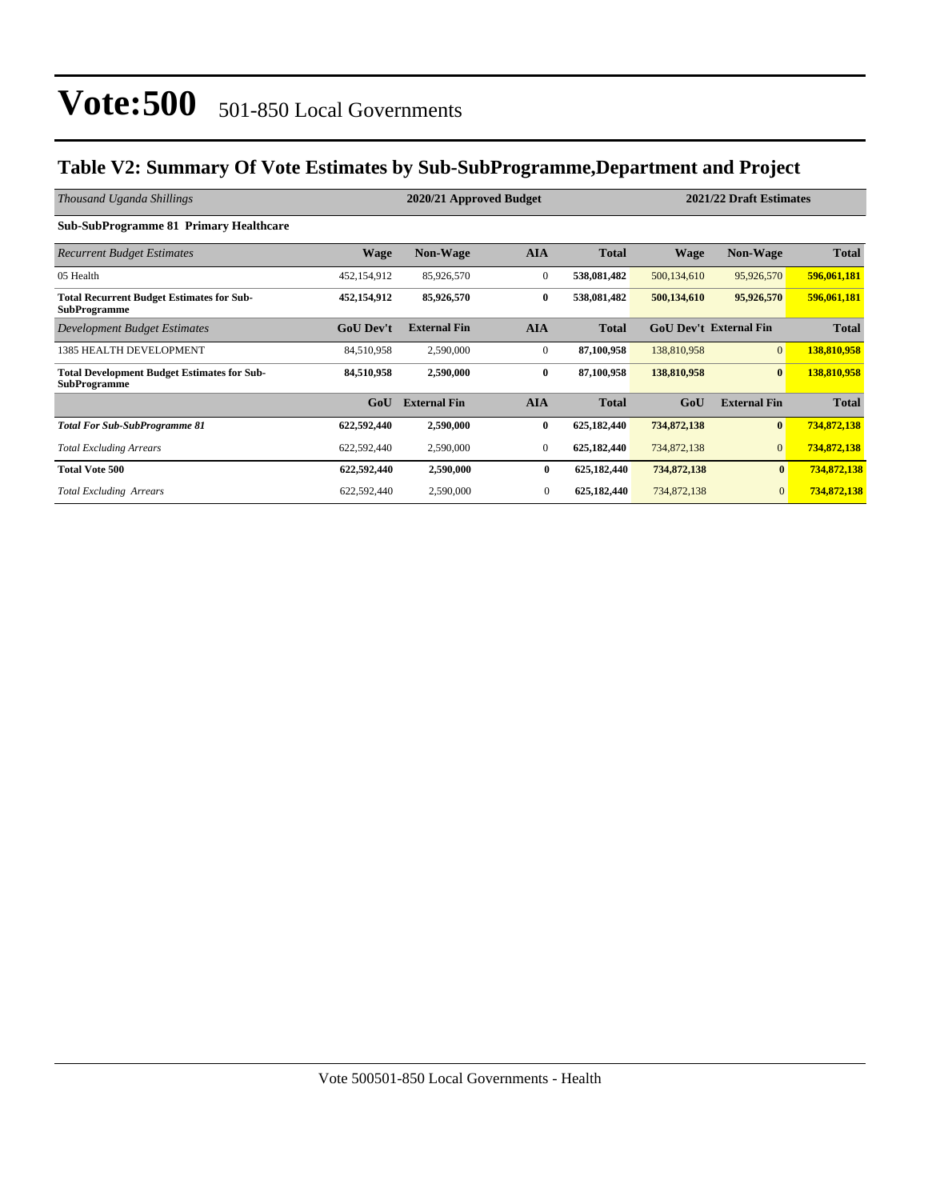# Vote:500 501-850 Local Governments

## Table V2: Summary Of Vote Estimates by Sub-SubProgramme,Department and Project

| *Thousand Uganda Shillings* | 2020/21 Approved Budget | | | | 2021/22 Draft Estimates | | |
|---|---|---|---|---|---|---|---|
| **Sub-SubProgramme 81 Primary Healthcare** | | | | | | | |
| *Recurrent Budget Estimates* | **Wage** | **Non-Wage** | **AIA** | **Total** | **Wage** | **Non-Wage** | **Total** |
| 05 Health | 452,154,912 | 85,926,570 | 0 | **538,081,482** | 500,134,610 | 95,926,570 | **596,061,181** |
| **Total Recurrent Budget Estimates for Sub-SubProgramme** | **452,154,912** | **85,926,570** | **0** | **538,081,482** | **500,134,610** | **95,926,570** | **596,061,181** |
| *Development Budget Estimates* | **GoU Dev't** | **External Fin** | **AIA** | **Total** | **GoU Dev't** | **External Fin** | **Total** |
| 1385 HEALTH DEVELOPMENT | 84,510,958 | 2,590,000 | 0 | **87,100,958** | 138,810,958 | 0 | **138,810,958** |
| **Total Development Budget Estimates for Sub-SubProgramme** | **84,510,958** | **2,590,000** | **0** | **87,100,958** | **138,810,958** | **0** | **138,810,958** |
| | **GoU** | **External Fin** | **AIA** | **Total** | **GoU** | **External Fin** | **Total** |
| ***Total For Sub-SubProgramme 81*** | **622,592,440** | **2,590,000** | **0** | **625,182,440** | **734,872,138** | **0** | **734,872,138** |
| *Total Excluding Arrears* | 622,592,440 | 2,590,000 | 0 | **625,182,440** | 734,872,138 | 0 | **734,872,138** |
| **Total Vote 500** | **622,592,440** | **2,590,000** | **0** | **625,182,440** | **734,872,138** | **0** | **734,872,138** |
| *Total Excluding Arrears* | 622,592,440 | 2,590,000 | 0 | **625,182,440** | 734,872,138 | 0 | **734,872,138** |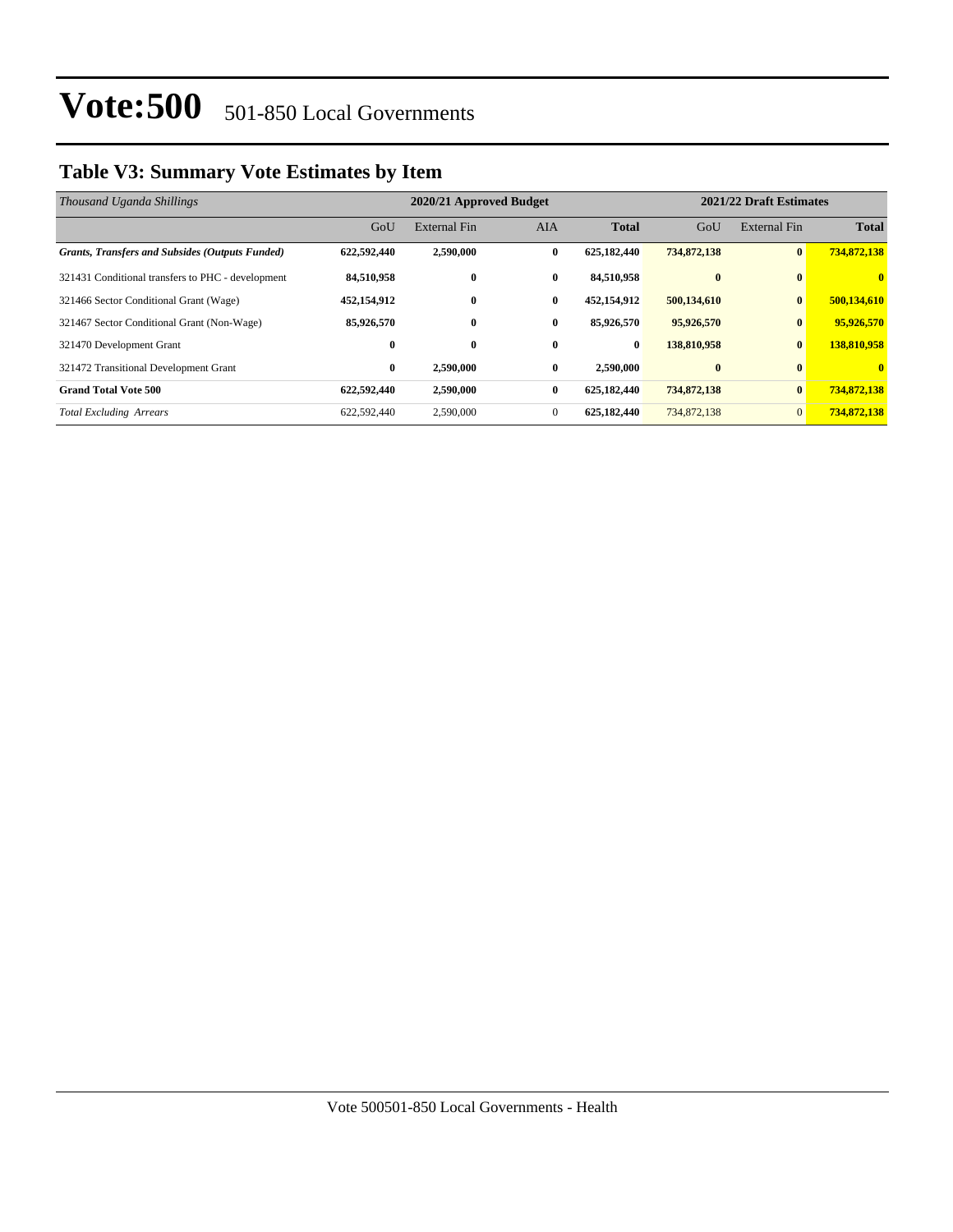# Vote:500 501-850 Local Governments

## Table V3: Summary Vote Estimates by Item

| *Thousand Uganda Shillings* | 2020/21 Approved Budget | | | | 2021/22 Draft Estimates | | |
|---|---|---|---|---|---|---|---|
| | GoU | External Fin | AIA | **Total** | GoU | External Fin | **Total** |
| ***Grants, Transfers and Subsides (Outputs Funded)*** | **622,592,440** | **2,590,000** | **0** | **625,182,440** | **734,872,138** | **0** | **734,872,138** |
| 321431 Conditional transfers to PHC - development | **84,510,958** | **0** | **0** | **84,510,958** | **0** | **0** | **0** |
| 321466 Sector Conditional Grant (Wage) | **452,154,912** | **0** | **0** | **452,154,912** | **500,134,610** | **0** | **500,134,610** |
| 321467 Sector Conditional Grant (Non-Wage) | **85,926,570** | **0** | **0** | **85,926,570** | **95,926,570** | **0** | **95,926,570** |
| 321470 Development Grant | **0** | **0** | **0** | **0** | **138,810,958** | **0** | **138,810,958** |
| 321472 Transitional Development Grant | **0** | **2,590,000** | **0** | **2,590,000** | **0** | **0** | **0** |
| **Grand Total Vote 500** | **622,592,440** | **2,590,000** | **0** | **625,182,440** | **734,872,138** | **0** | **734,872,138** |
| *Total Excluding Arrears* | 622,592,440 | 2,590,000 | 0 | **625,182,440** | 734,872,138 | 0 | **734,872,138** |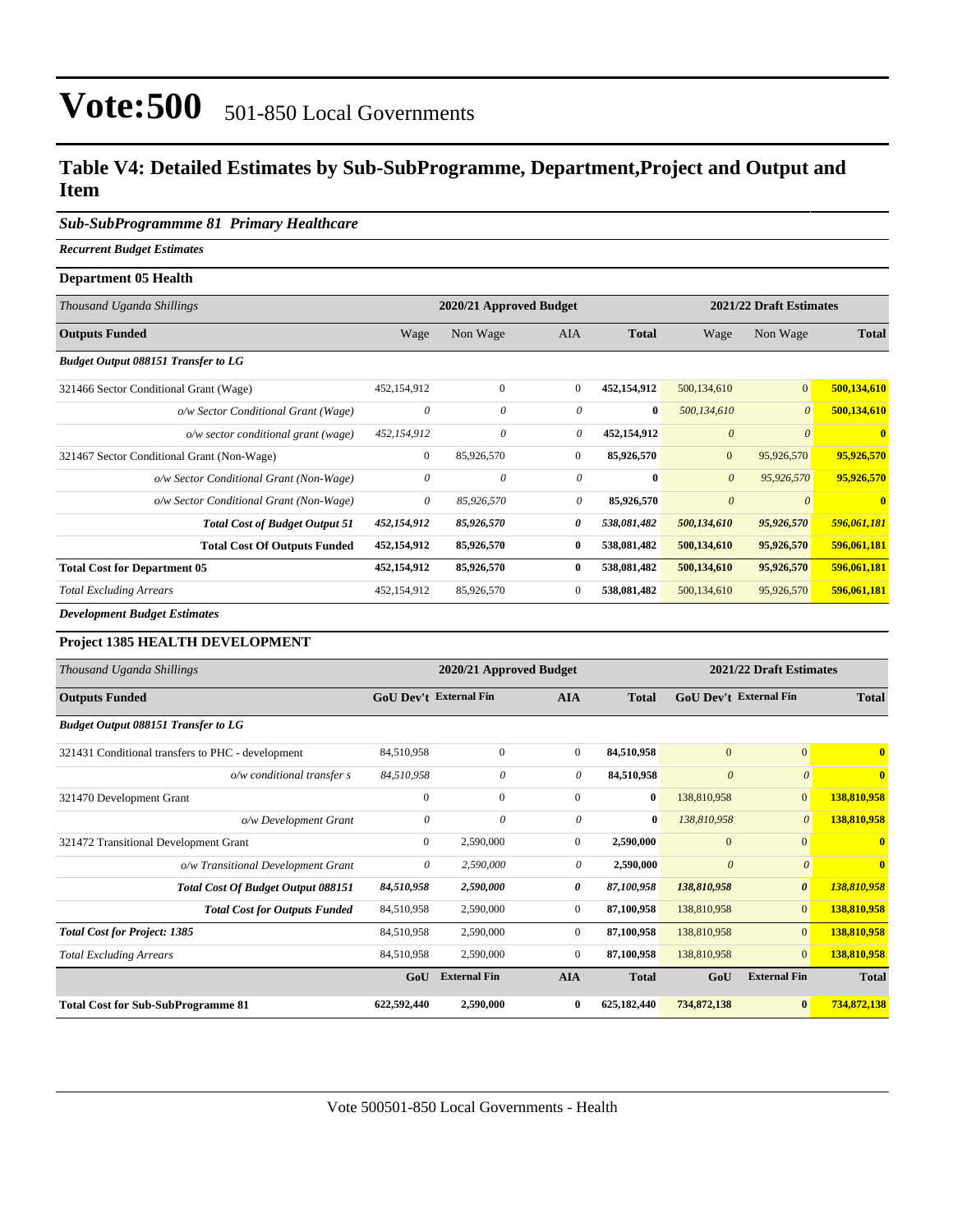# Vote:500 501-850 Local Governments

## Table V4: Detailed Estimates by Sub-SubProgramme, Department,Project and Output and Item

### *Sub-SubProgrammme 81 Primary Healthcare*

***Recurrent Budget Estimates***

**Department 05 Health**

| *Thousand Uganda Shillings* | 2020/21 Approved Budget | | | | 2021/22 Draft Estimates | | |
|---|---|---|---|---|---|---|---|
| **Outputs Funded** | Wage | Non Wage | AIA | **Total** | Wage | Non Wage | **Total** |
| ***Budget Output 088151 Transfer to LG*** | | | | | | | |
| 321466 Sector Conditional Grant (Wage) | 452,154,912 | 0 | 0 | **452,154,912** | 500,134,610 | 0 | **500,134,610** |
| *o/w Sector Conditional Grant (Wage)* | *0* | *0* | *0* | **0** | *500,134,610* | *0* | **500,134,610** |
| *o/w sector conditional grant (wage)* | *452,154,912* | *0* | *0* | **452,154,912** | *0* | *0* | **0** |
| 321467 Sector Conditional Grant (Non-Wage) | 0 | 85,926,570 | 0 | **85,926,570** | 0 | 95,926,570 | **95,926,570** |
| *o/w Sector Conditional Grant (Non-Wage)* | *0* | *0* | *0* | **0** | *0* | *95,926,570* | **95,926,570** |
| *o/w Sector Conditional Grant (Non-Wage)* | *0* | *85,926,570* | *0* | **85,926,570** | *0* | *0* | **0** |
| ***Total Cost of Budget Output 51*** | ***452,154,912*** | ***85,926,570*** | ***0*** | ***538,081,482*** | ***500,134,610*** | ***95,926,570*** | ***596,061,181*** |
| **Total Cost Of Outputs Funded** | **452,154,912** | **85,926,570** | **0** | **538,081,482** | **500,134,610** | **95,926,570** | **596,061,181** |
| **Total Cost for Department 05** | **452,154,912** | **85,926,570** | **0** | **538,081,482** | **500,134,610** | **95,926,570** | **596,061,181** |
| *Total Excluding Arrears* | 452,154,912 | 85,926,570 | 0 | **538,081,482** | 500,134,610 | 95,926,570 | **596,061,181** |

***Development Budget Estimates***

**Project 1385 HEALTH DEVELOPMENT**

| *Thousand Uganda Shillings* | 2020/21 Approved Budget | | | | 2021/22 Draft Estimates | | |
|---|---|---|---|---|---|---|---|
| **Outputs Funded** | **GoU Dev't** | **External Fin** | **AIA** | **Total** | **GoU Dev't** | **External Fin** | **Total** |
| ***Budget Output 088151 Transfer to LG*** | | | | | | | |
| 321431 Conditional transfers to PHC - development | 84,510,958 | 0 | 0 | **84,510,958** | 0 | 0 | **0** |
| *o/w conditional transfer s* | *84,510,958* | *0* | *0* | **84,510,958** | *0* | *0* | **0** |
| 321470 Development Grant | 0 | 0 | 0 | **0** | 138,810,958 | 0 | **138,810,958** |
| *o/w Development Grant* | *0* | *0* | *0* | **0** | *138,810,958* | *0* | **138,810,958** |
| 321472 Transitional Development Grant | 0 | 2,590,000 | 0 | **2,590,000** | 0 | 0 | **0** |
| *o/w Transitional Development Grant* | *0* | *2,590,000* | *0* | **2,590,000** | *0* | *0* | **0** |
| ***Total Cost Of Budget Output 088151*** | ***84,510,958*** | ***2,590,000*** | ***0*** | ***87,100,958*** | ***138,810,958*** | ***0*** | ***138,810,958*** |
| ***Total Cost for Outputs Funded*** | 84,510,958 | 2,590,000 | 0 | **87,100,958** | 138,810,958 | 0 | **138,810,958** |
| ***Total Cost for Project: 1385*** | 84,510,958 | 2,590,000 | 0 | **87,100,958** | 138,810,958 | 0 | **138,810,958** |
| *Total Excluding Arrears* | 84,510,958 | 2,590,000 | 0 | **87,100,958** | 138,810,958 | 0 | **138,810,958** |
| | **GoU** | **External Fin** | **AIA** | **Total** | **GoU** | **External Fin** | **Total** |
| **Total Cost for Sub-SubProgramme 81** | **622,592,440** | **2,590,000** | **0** | **625,182,440** | **734,872,138** | **0** | **734,872,138** |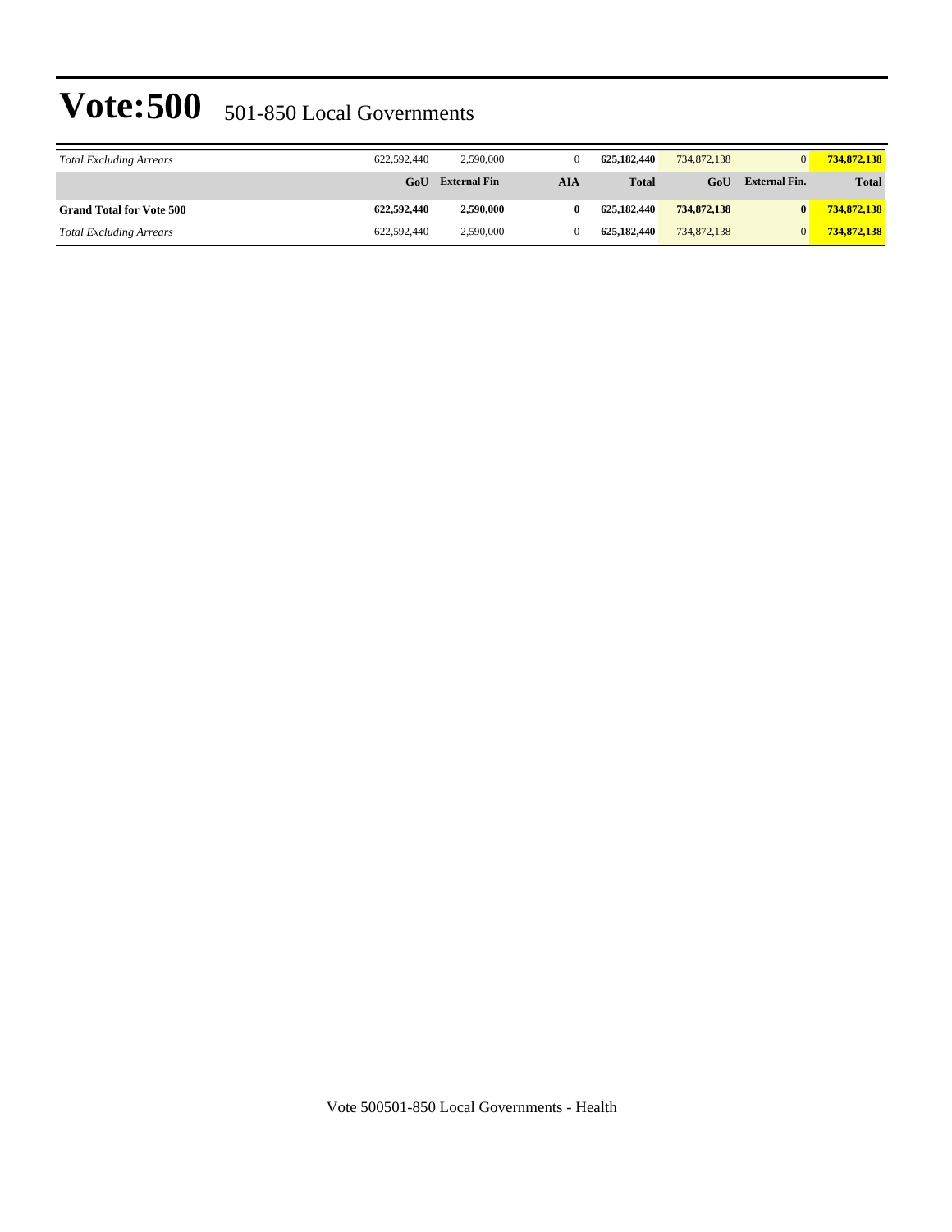| | | | | | | | |
|---|---|---|---|---|---|---|---|
| *Total Excluding Arrears* | 622,592,440 | 2,590,000 | 0 | **625,182,440** | 734,872,138 | 0 | **734,872,138** |
| | **GoU** | **External Fin** | **AIA** | **Total** | **GoU** | **External Fin.** | **Total** |
| **Grand Total for Vote 500** | **622,592,440** | **2,590,000** | **0** | **625,182,440** | **734,872,138** | **0** | **734,872,138** |
| *Total Excluding Arrears* | 622,592,440 | 2,590,000 | 0 | **625,182,440** | 734,872,138 | 0 | **734,872,138** |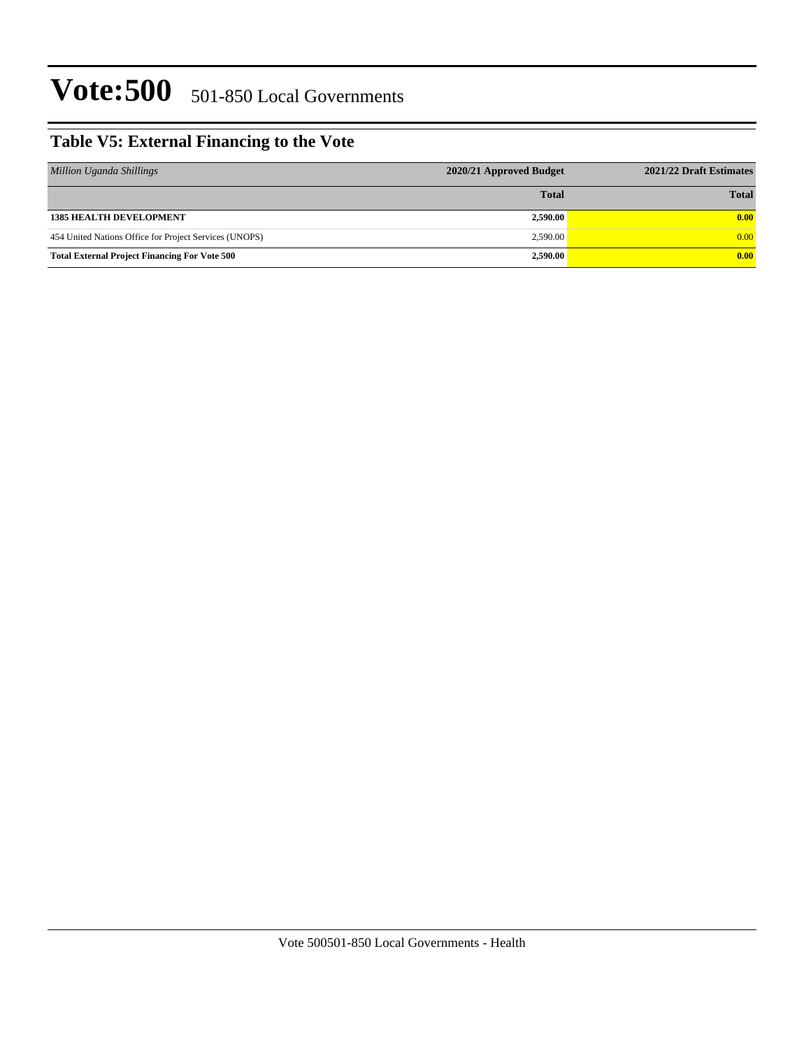# Vote:500 501-850 Local Governments

## Table V5: External Financing to the Vote

| *Million Uganda Shillings* | 2020/21 Approved Budget | 2021/22 Draft Estimates |
|---|---|---|
| | **Total** | **Total** |
| **1385 HEALTH DEVELOPMENT** | **2,590.00** | **0.00** |
| 454 United Nations Office for Project Services (UNOPS) | 2,590.00 | 0.00 |
| **Total External Project Financing For Vote 500** | **2,590.00** | **0.00** |